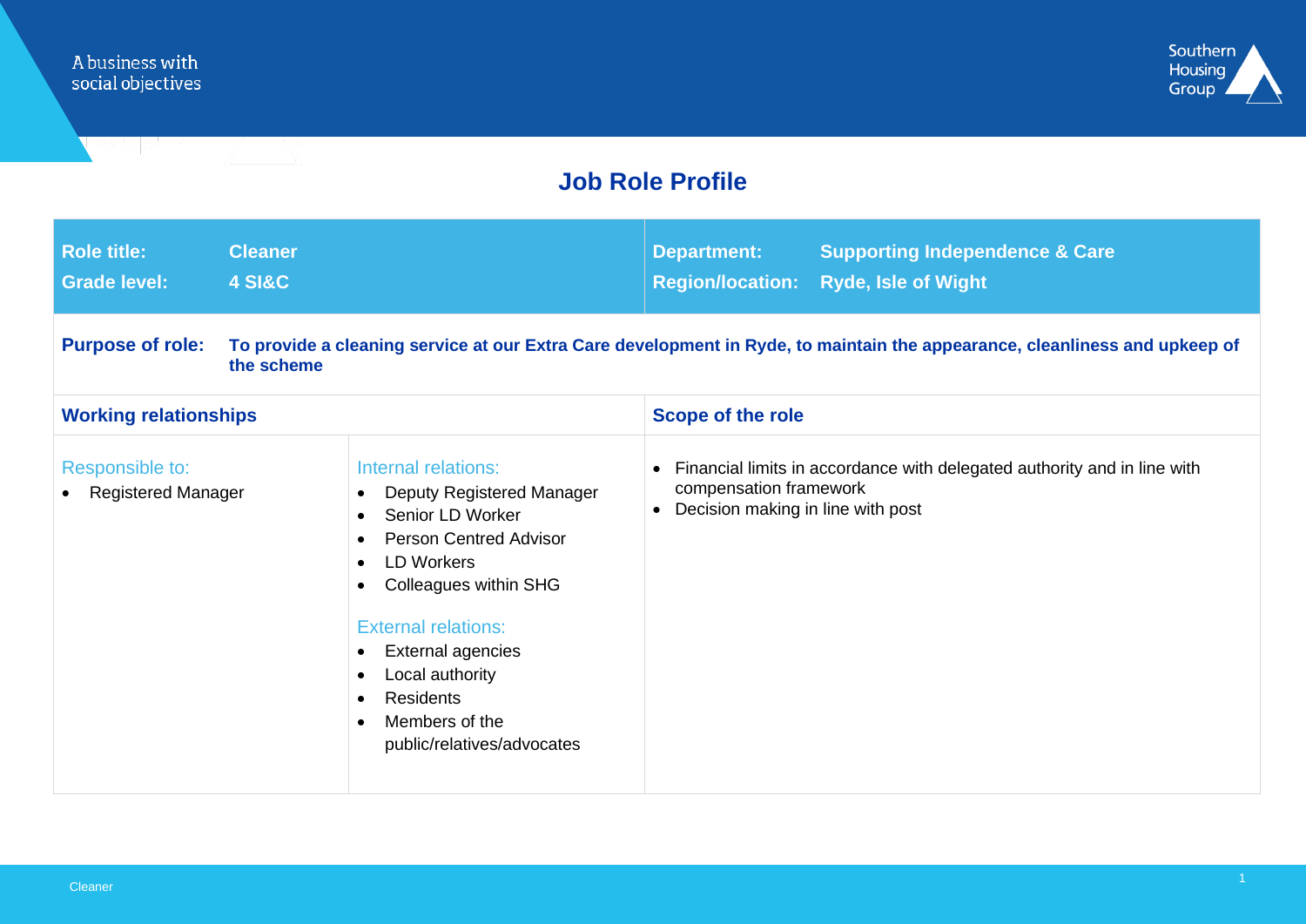A business with social objectives

Southern Housing Group

# Job Role Profile

| **Role title:** | **Cleaner** | **Department:** | **Supporting Independence & Care** |
|---|---|---|---|
| **Grade level:** | **4 SI&C** | **Region/location:** | **Ryde, Isle of Wight** |

**Purpose of role:** **To provide a cleaning service at our Extra Care development in Ryde, to maintain the appearance, cleanliness and upkeep of the scheme**

## Working relationships

**Responsible to:**

- Registered Manager

**Internal relations:**

- Deputy Registered Manager
- Senior LD Worker
- Person Centred Advisor
- LD Workers
- Colleagues within SHG

**External relations:**

- External agencies
- Local authority
- Residents
- Members of the public/relatives/advocates

## Scope of the role

- Financial limits in accordance with delegated authority and in line with compensation framework
- Decision making in line with post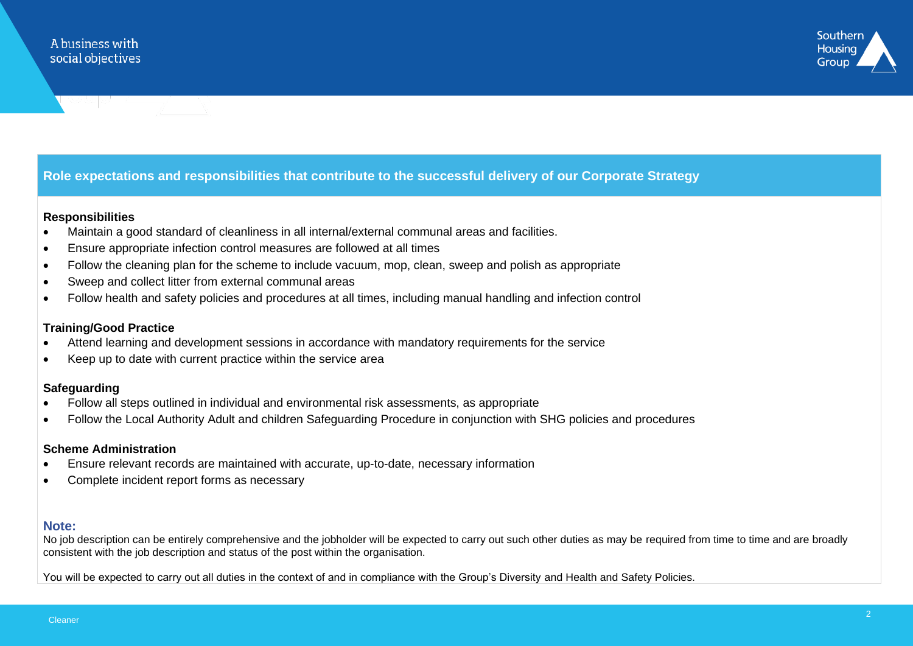## Role expectations and responsibilities that contribute to the successful delivery of our Corporate Strategy

**Responsibilities**

- Maintain a good standard of cleanliness in all internal/external communal areas and facilities.
- Ensure appropriate infection control measures are followed at all times
- Follow the cleaning plan for the scheme to include vacuum, mop, clean, sweep and polish as appropriate
- Sweep and collect litter from external communal areas
- Follow health and safety policies and procedures at all times, including manual handling and infection control

**Training/Good Practice**

- Attend learning and development sessions in accordance with mandatory requirements for the service
- Keep up to date with current practice within the service area

**Safeguarding**

- Follow all steps outlined in individual and environmental risk assessments, as appropriate
- Follow the Local Authority Adult and children Safeguarding Procedure in conjunction with SHG policies and procedures

**Scheme Administration**

- Ensure relevant records are maintained with accurate, up-to-date, necessary information
- Complete incident report forms as necessary

**Note:**

No job description can be entirely comprehensive and the jobholder will be expected to carry out such other duties as may be required from time to time and are broadly consistent with the job description and status of the post within the organisation.

You will be expected to carry out all duties in the context of and in compliance with the Group's Diversity and Health and Safety Policies.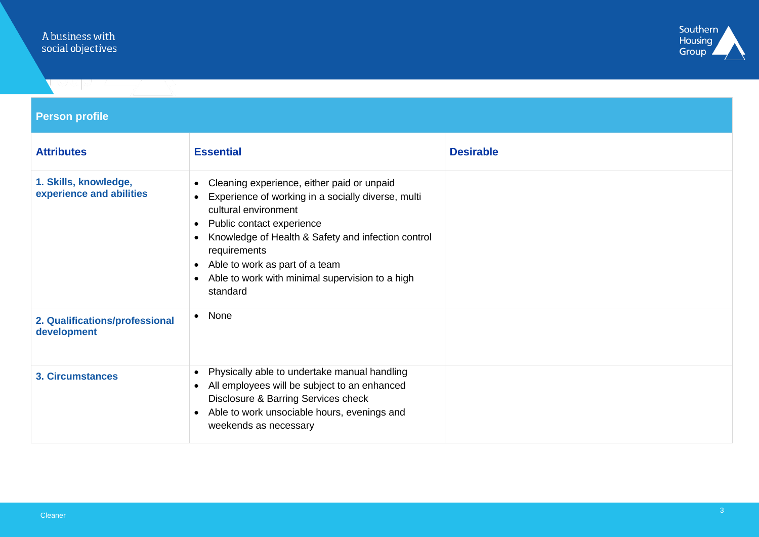## Person profile

| Attributes | Essential | Desirable |
| --- | --- | --- |
| **1. Skills, knowledge, experience and abilities** | • Cleaning experience, either paid or unpaid<br>• Experience of working in a socially diverse, multi cultural environment<br>• Public contact experience<br>• Knowledge of Health & Safety and infection control requirements<br>• Able to work as part of a team<br>• Able to work with minimal supervision to a high standard | |
| **2. Qualifications/professional development** | • None | |
| **3. Circumstances** | • Physically able to undertake manual handling<br>• All employees will be subject to an enhanced Disclosure & Barring Services check<br>• Able to work unsociable hours, evenings and weekends as necessary | |